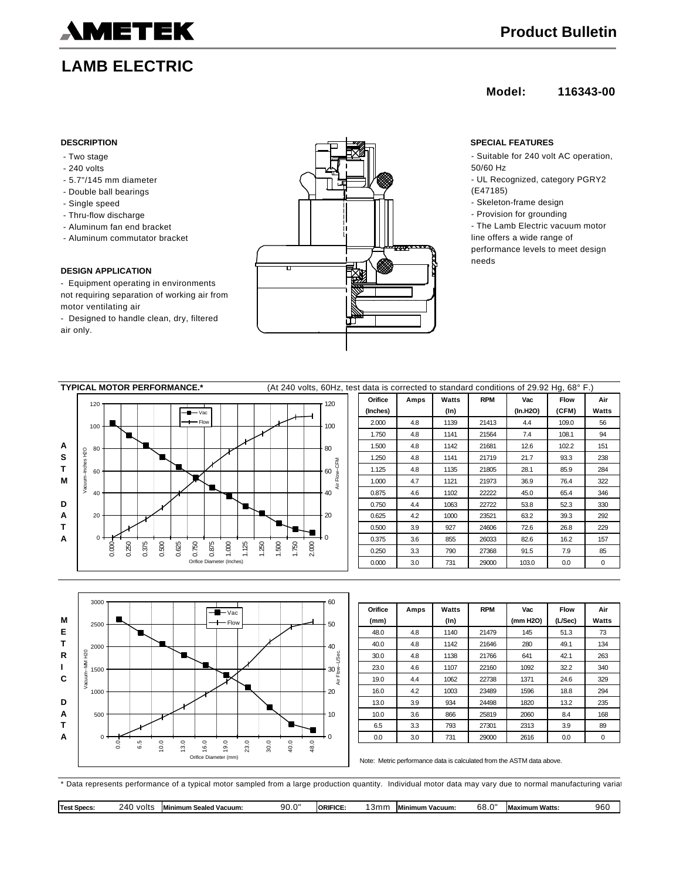# AMETEK

**Product Bulletin**

## LAMB ELECTRIC

**Model: 116343-00**

### DESCRIPTION

- Two stage
- 240 volts
- 5.7"/145 mm diameter
- Double ball bearings
- Single speed
- Thru-flow discharge
- Aluminum fan end bracket
- Aluminum commutator bracket

### DESIGN APPLICATION

- Equipment operating in environments not requiring separation of working air from motor ventilating air
- Designed to handle clean, dry, filtered air only.

### SPECIAL FEATURES

- Suitable for 240 volt AC operation, 50/60 Hz
- UL Recognized, category PGRY2 (E47185)
- Skeleton-frame design
- Provision for grounding
- The Lamb Electric vacuum motor line offers a wide range of performance levels to meet design needs

### TYPICAL MOTOR PERFORMANCE.*

(At 240 volts, 60Hz, test data is corrected to standard conditions of 29.92 Hg, 68° F.)

**ASTM DATA**

| Orifice (Inches) | Amps | Watts (In) | RPM | Vac (In.H2O) | Flow (CFM) | Air Watts |
|---|---|---|---|---|---|---|
| 2.000 | 4.8 | 1139 | 21413 | 4.4 | 109.0 | 56 |
| 1.750 | 4.8 | 1141 | 21564 | 7.4 | 108.1 | 94 |
| 1.500 | 4.8 | 1142 | 21681 | 12.6 | 102.2 | 151 |
| 1.250 | 4.8 | 1141 | 21719 | 21.7 | 93.3 | 238 |
| 1.125 | 4.8 | 1135 | 21805 | 28.1 | 85.9 | 284 |
| 1.000 | 4.7 | 1121 | 21973 | 36.9 | 76.4 | 322 |
| 0.875 | 4.6 | 1102 | 22222 | 45.0 | 65.4 | 346 |
| 0.750 | 4.4 | 1063 | 22722 | 53.8 | 52.3 | 330 |
| 0.625 | 4.2 | 1000 | 23521 | 63.2 | 39.3 | 292 |
| 0.500 | 3.9 | 927 | 24606 | 72.6 | 26.8 | 229 |
| 0.375 | 3.6 | 855 | 26033 | 82.6 | 16.2 | 157 |
| 0.250 | 3.3 | 790 | 27368 | 91.5 | 7.9 | 85 |
| 0.000 | 3.0 | 731 | 29000 | 103.0 | 0.0 | 0 |

**METRIC DATA**

| Orifice (mm) | Amps | Watts (In) | RPM | Vac (mm H2O) | Flow (L/Sec) | Air Watts |
|---|---|---|---|---|---|---|
| 48.0 | 4.8 | 1140 | 21479 | 145 | 51.3 | 73 |
| 40.0 | 4.8 | 1142 | 21646 | 280 | 49.1 | 134 |
| 30.0 | 4.8 | 1138 | 21766 | 641 | 42.1 | 263 |
| 23.0 | 4.6 | 1107 | 22160 | 1092 | 32.2 | 340 |
| 19.0 | 4.4 | 1062 | 22738 | 1371 | 24.6 | 329 |
| 16.0 | 4.2 | 1003 | 23489 | 1596 | 18.8 | 294 |
| 13.0 | 3.9 | 934 | 24498 | 1820 | 13.2 | 235 |
| 10.0 | 3.6 | 866 | 25819 | 2060 | 8.4 | 168 |
| 6.5 | 3.3 | 793 | 27301 | 2313 | 3.9 | 89 |
| 0.0 | 3.0 | 731 | 29000 | 2616 | 0.0 | 0 |

Note: Metric performance data is calculated from the ASTM data above.

\* Data represents performance of a typical motor sampled from a large production quantity. Individual motor data may vary due to normal manufacturing variat

| Test Specs: | 240 volts | Minimum Sealed Vacuum: | 90.0" | ORIFICE: | 13mm | Minimum Vacuum: | 68.0" | Maximum Watts: | 960 |
|---|---|---|---|---|---|---|---|---|---|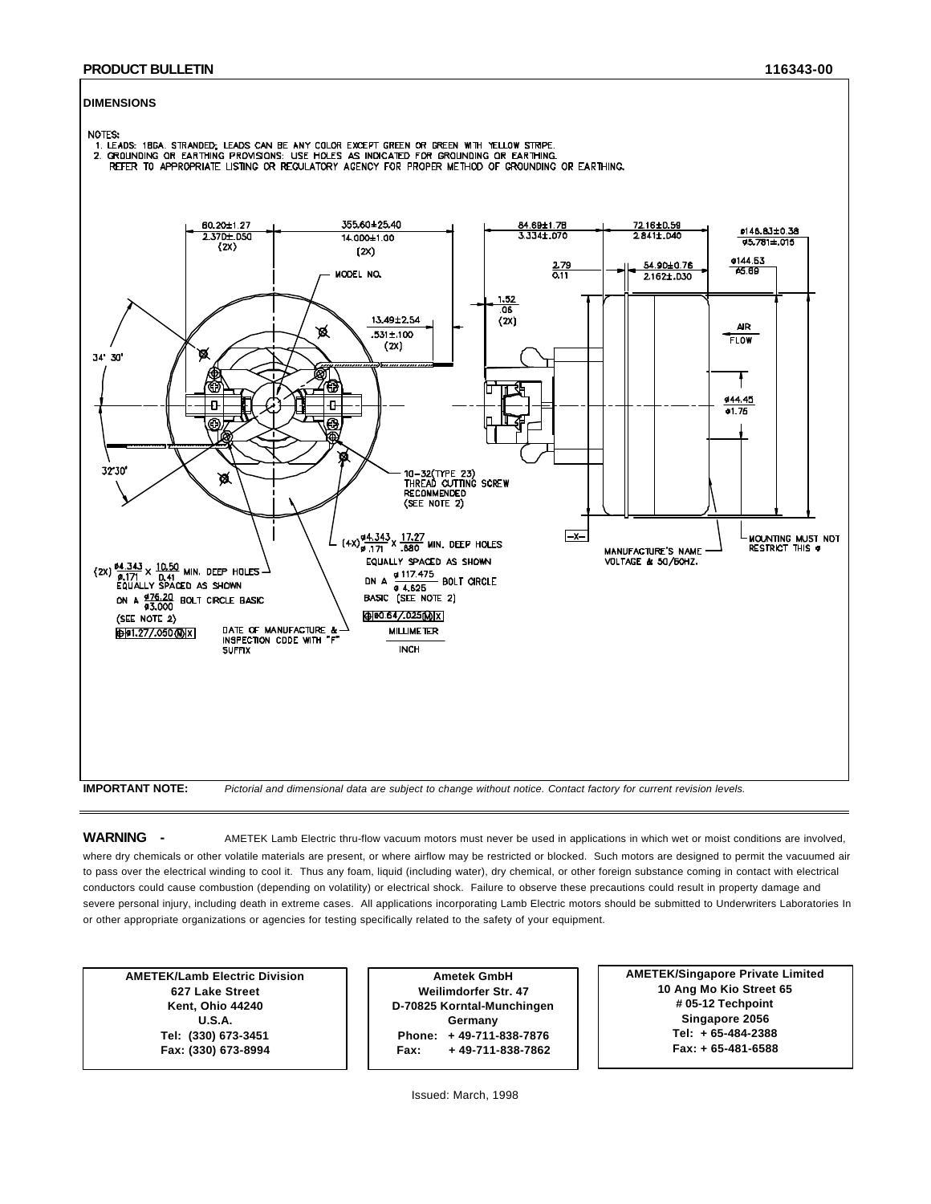**PRODUCT BULLETIN** **116343-00**

**DIMENSIONS**

NOTES:
1. LEADS: 18GA. STRANDED; LEADS CAN BE ANY COLOR EXCEPT GREEN OR GREEN WITH YELLOW STRIPE.
2. GROUNDING OR EARTHING PROVISIONS: USE HOLES AS INDICATED FOR GROUNDING OR EARTHING.
REFER TO APPROPRIATE LISTING OR REGULATORY AGENCY FOR PROPER METHOD OF GROUNDING OR EARTHING.

60.20±1.27
2.370±.050
(2X)

355.60±25.40
14.000±1.00
(2X)

84.69±1.78
3.334±.070

72.16±0.59
2.841±.040

ø146.83±0.38
ø5.781±.015

ø144.53
ø5.69

2.79
0.11

54.90±0.76
2.162±.030

MODEL NO.

1.52
.06
(2X)

13.49±2.54
.531±.100
(2X)

AIR FLOW

34° 30'

ø44.45
ø1.75

32°30'

10-32(TYPE 23) THREAD CUTTING SCREW RECOMMENDED (SEE NOTE 2)

-X-

MOUNTING MUST NOT RESTRICT THIS ø

MANUFACTURE'S NAME VOLTAGE & 50/60HZ.

(4X) ø4.343 / ø.171 X 17.27 / .680 MIN. DEEP HOLES EQUALLY SPACED AS SHOWN ON A ø117.475 / ø4.625 BOLT CIRCLE BASIC (SEE NOTE 2)

ø0.64/.025 Ⓜ X

(2X) ø4.343 / ø.171 X 10.50 / 0.41 MIN. DEEP HOLES EQUALLY SPACED AS SHOWN ON A ø76.20 / ø3.000 BOLT CIRCLE BASIC (SEE NOTE 2)

ø1.27/.050 Ⓜ X

DATE OF MANUFACTURE & INSPECTION CODE WITH "F" SUFFIX

MILLIMETER
INCH

**IMPORTANT NOTE:** *Pictorial and dimensional data are subject to change without notice. Contact factory for current revision levels.*

---

**WARNING -** AMETEK Lamb Electric thru-flow vacuum motors must never be used in applications in which wet or moist conditions are involved, where dry chemicals or other volatile materials are present, or where airflow may be restricted or blocked. Such motors are designed to permit the vacuumed air to pass over the electrical winding to cool it. Thus any foam, liquid (including water), dry chemical, or other foreign substance coming in contact with electrical conductors could cause combustion (depending on volatility) or electrical shock. Failure to observe these precautions could result in property damage and severe personal injury, including death in extreme cases. All applications incorporating Lamb Electric motors should be submitted to Underwriters Laboratories In or other appropriate organizations or agencies for testing specifically related to the safety of your equipment.

**AMETEK/Lamb Electric Division**
**627 Lake Street**
**Kent, Ohio 44240**
**U.S.A.**
**Tel: (330) 673-3451**
**Fax: (330) 673-8994**

**Ametek GmbH**
**Weilimdorfer Str. 47**
**D-70825 Korntal-Munchingen**
**Germany**
**Phone: + 49-711-838-7876**
**Fax: + 49-711-838-7862**

**AMETEK/Singapore Private Limited**
**10 Ang Mo Kio Street 65**
**# 05-12 Techpoint**
**Singapore 2056**
**Tel: + 65-484-2388**
**Fax: + 65-481-6588**

Issued: March, 1998